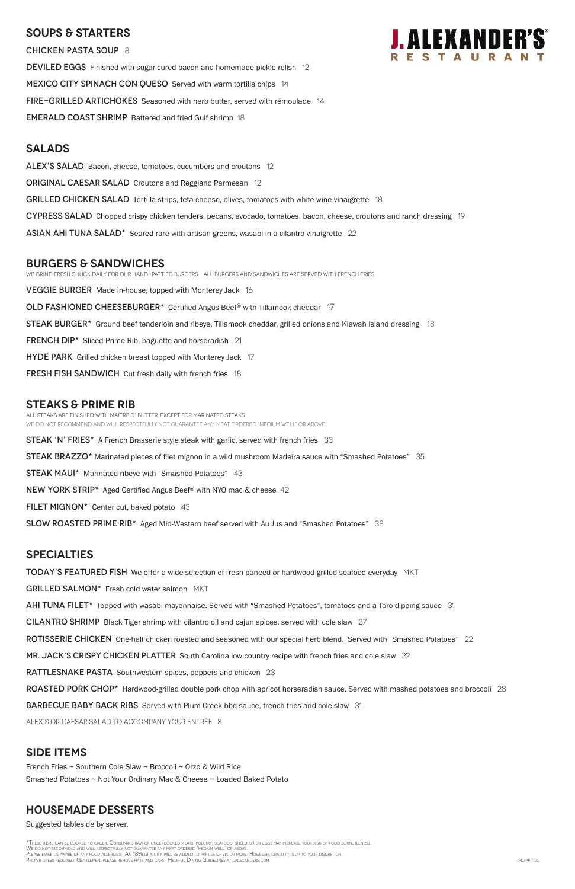# J. ALEXANDER'S® RESTAURANT

## SOUPS & STARTERS

CHICKEN PASTA SOUP 8

DEVILED EGGS Finished with sugar-cured bacon and homemade pickle relish 12

MEXICO CITY SPINACH CON QUESO Served with warm tortilla chips 14

FIRE-GRILLED ARTICHOKES Seasoned with herb butter, served with rémoulade 14

EMERALD COAST SHRIMP Battered and fried Gulf shrimp 18

## SALADS

ALEX'S SALAD Bacon, cheese, tomatoes, cucumbers and croutons 12

ORIGINAL CAESAR SALAD Croutons and Reggiano Parmesan 12

GRILLED CHICKEN SALAD Tortilla strips, feta cheese, olives, tomatoes with white wine vinaigrette 18

CYPRESS SALAD Chopped crispy chicken tenders, pecans, avocado, tomatoes, bacon, cheese, croutons and ranch dressing 19

ASIAN AHI TUNA SALAD* Seared rare with artisan greens, wasabi in a cilantro vinaigrette 22

## BURGERS & SANDWICHES

WE GRIND FRESH CHUCK DAILY FOR OUR HAND-PATTIED BURGERS. ALL BURGERS AND SANDWICHES ARE SERVED WITH FRENCH FRIES.

VEGGIE BURGER Made in-house, topped with Monterey Jack 16

OLD FASHIONED CHEESEBURGER* Certified Angus Beef® with Tillamook cheddar 17

STEAK BURGER* Ground beef tenderloin and ribeye, Tillamook cheddar, grilled onions and Kiawah Island dressing 18

FRENCH DIP* Sliced Prime Rib, baguette and horseradish 21

HYDE PARK Grilled chicken breast topped with Monterey Jack 17

FRESH FISH SANDWICH Cut fresh daily with french fries 18

## STEAKS & PRIME RIB

ALL STEAKS ARE FINISHED WITH MAÎTRE D' BUTTER, EXCEPT FOR MARINATED STEAKS.
WE DO NOT RECOMMEND AND WILL RESPECTFULLY NOT GUARANTEE ANY MEAT ORDERED "MEDIUM WELL" OR ABOVE.

STEAK 'N' FRIES* A French Brasserie style steak with garlic, served with french fries 33

STEAK BRAZZO* Marinated pieces of filet mignon in a wild mushroom Madeira sauce with "Smashed Potatoes" 35

STEAK MAUI* Marinated ribeye with "Smashed Potatoes" 43

NEW YORK STRIP* Aged Certified Angus Beef® with NYO mac & cheese 42

FILET MIGNON* Center cut, baked potato 43

SLOW ROASTED PRIME RIB* Aged Mid-Western beef served with Au Jus and "Smashed Potatoes" 38

## SPECIALTIES

TODAY'S FEATURED FISH We offer a wide selection of fresh paneed or hardwood grilled seafood everyday MKT

GRILLED SALMON* Fresh cold water salmon MKT

AHI TUNA FILET* Topped with wasabi mayonnaise. Served with "Smashed Potatoes", tomatoes and a Toro dipping sauce 31

CILANTRO SHRIMP Black Tiger shrimp with cilantro oil and cajun spices, served with cole slaw 27

ROTISSERIE CHICKEN One-half chicken roasted and seasoned with our special herb blend. Served with "Smashed Potatoes" 22

MR. JACK'S CRISPY CHICKEN PLATTER South Carolina low country recipe with french fries and cole slaw 22

RATTLESNAKE PASTA Southwestern spices, peppers and chicken 23

ROASTED PORK CHOP* Hardwood-grilled double pork chop with apricot horseradish sauce. Served with mashed potatoes and broccoli 28

BARBECUE BABY BACK RIBS Served with Plum Creek bbq sauce, french fries and cole slaw 31

ALEX'S OR CAESAR SALAD TO ACCOMPANY YOUR ENTRÉE 8

## SIDE ITEMS

French Fries ~ Southern Cole Slaw ~ Broccoli ~ Orzo & Wild Rice
Smashed Potatoes ~ Not Your Ordinary Mac & Cheese ~ Loaded Baked Potato

## HOUSEMADE DESSERTS

Suggested tableside by server.

*These items can be cooked to order. Consuming raw or undercooked meats, poultry, seafood, shellfish or eggs may increase your risk of food borne illness.
We do not recommend and will respectfully not guarantee any meat ordered "medium well" or above.
Please make us aware of any food allergies. An 18% gratuity will be added to parties of six or more. However, gratuity is up to your discretion.
Proper dress required. Gentlemen, please remove hats and caps. Helpful Dining Guidelines at jalexanders.com.

RL/PP TOL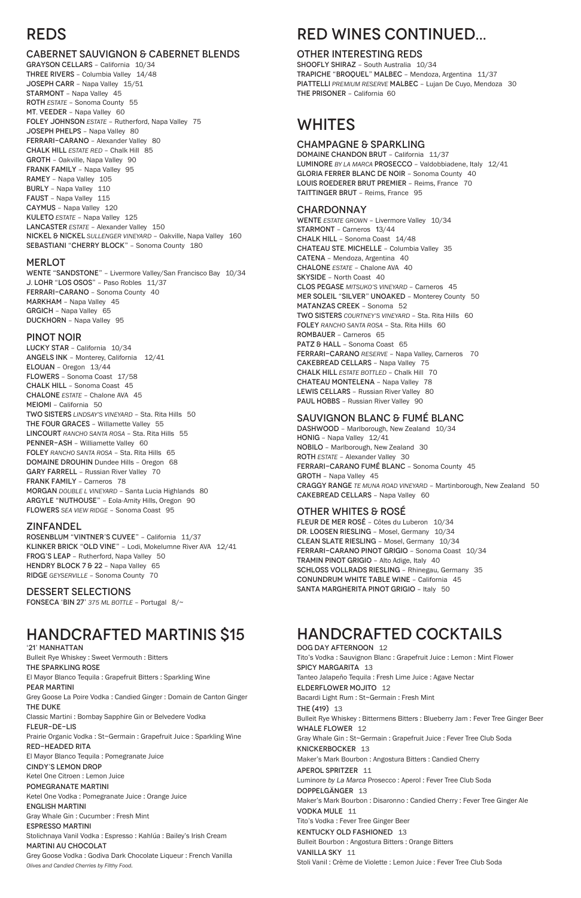# REDS

## CABERNET SAUVIGNON & CABERNET BLENDS

**GRAYSON CELLARS** – California 10/34
**THREE RIVERS** – Columbia Valley 14/48
**JOSEPH CARR** – Napa Valley 15/51
**STARMONT** – Napa Valley 45
**ROTH** *ESTATE* – Sonoma County 55
**MT. VEEDER** – Napa Valley 60
**FOLEY JOHNSON** *ESTATE* – Rutherford, Napa Valley 75
**JOSEPH PHELPS** – Napa Valley 80
**FERRARI–CARANO** – Alexander Valley 80
**CHALK HILL** *ESTATE RED* – Chalk Hill 85
**GROTH** – Oakville, Napa Valley 90
**FRANK FAMILY** – Napa Valley 95
**RAMEY** – Napa Valley 105
**BURLY** – Napa Valley 110
**FAUST** – Napa Valley 115
**CAYMUS** – Napa Valley 120
**KULETO** *ESTATE* – Napa Valley 125
**LANCASTER** *ESTATE* – Alexander Valley 150
**NICKEL & NICKEL** *SULLENGER VINEYARD* – Oakville, Napa Valley 160
**SEBASTIANI "CHERRY BLOCK"** – Sonoma County 180

## MERLOT

**WENTE "SANDSTONE"** – Livermore Valley/San Francisco Bay 10/34
**J. LOHR "LOS OSOS"** – Paso Robles 11/37
**FERRARI–CARANO** – Sonoma County 40
**MARKHAM** – Napa Valley 45
**GRGICH** – Napa Valley 65
**DUCKHORN** – Napa Valley 95

## PINOT NOIR

**LUCKY STAR** – California 10/34
**ANGELS INK** – Monterey, California 12/41
**ELOUAN** – Oregon 13/44
**FLOWERS** – Sonoma Coast 17/58
**CHALK HILL** – Sonoma Coast 45
**CHALONE** *ESTATE* – Chalone AVA 45
**MEIOMI** – California 50
**TWO SISTERS** *LINDSAY'S VINEYARD* – Sta. Rita Hills 50
**THE FOUR GRACES** – Willamette Valley 55
**LINCOURT** *RANCHO SANTA ROSA* – Sta. Rita Hills 55
**PENNER–ASH** – Williamette Valley 60
**FOLEY** *RANCHO SANTA ROSA* – Sta. Rita Hills 65
**DOMAINE DROUHIN** Dundee Hills – Oregon 68
**GARY FARRELL** – Russian River Valley 70
**FRANK FAMILY** – Carneros 78
**MORGAN** *DOUBLE L VINEYARD* – Santa Lucia Highlands 80
**ARGYLE "NUTHOUSE"** – Eola-Amity Hills, Oregon 90
**FLOWERS** *SEA VIEW RIDGE* – Sonoma Coast 95

## ZINFANDEL

**ROSENBLUM "VINTNER'S CUVEE"** – California 11/37
**KLINKER BRICK "OLD VINE"** – Lodi, Mokelumne River AVA 12/41
**FROG'S LEAP** – Rutherford, Napa Valley 50
**HENDRY BLOCK 7 & 22** – Napa Valley 65
**RIDGE** *GEYSERVILLE* – Sonoma County 70

## DESSERT SELECTIONS

**FONSECA 'BIN 27'** *375 ML BOTTLE* – Portugal 8/~

# RED WINES CONTINUED...

## OTHER INTERESTING REDS

**SHOOFLY SHIRAZ** – South Australia 10/34
**TRAPICHE "BROQUEL" MALBEC** – Mendoza, Argentina 11/37
**PIATTELLI** *PREMIUM RESERVE* **MALBEC** – Lujan De Cuyo, Mendoza 30
**THE PRISONER** – California 60

# WHITES

## CHAMPAGNE & SPARKLING

**DOMAINE CHANDON BRUT** – California 11/37
**LUMINORE** *BY LA MARCA* **PROSECCO** – Valdobbiadene, Italy 12/41
**GLORIA FERRER BLANC DE NOIR** – Sonoma County 40
**LOUIS ROEDERER BRUT PREMIER** – Reims, France 70
**TAITTINGER BRUT** – Reims, France 95

## CHARDONNAY

**WENTE** *ESTATE GROWN* – Livermore Valley 10/34
**STARMONT** – Carneros 13/44
**CHALK HILL** – Sonoma Coast 14/48
**CHATEAU STE. MICHELLE** – Columbia Valley 35
**CATENA** – Mendoza, Argentina 40
**CHALONE** *ESTATE* – Chalone AVA 40
**SKYSIDE** – North Coast 40
**CLOS PEGASE** *MITSUKO'S VINEYARD* – Carneros 45
**MER SOLEIL "SILVER" UNOAKED** – Monterey County 50
**MATANZAS CREEK** – Sonoma 52
**TWO SISTERS** *COURTNEY'S VINEYARD* – Sta. Rita Hills 60
**FOLEY** *RANCHO SANTA ROSA* – Sta. Rita Hills 60
**ROMBAUER** – Carneros 65
**PATZ & HALL** – Sonoma Coast 65
**FERRARI–CARANO** *RESERVE* – Napa Valley, Carneros 70
**CAKEBREAD CELLARS** – Napa Valley 75
**CHALK HILL** *ESTATE BOTTLED* – Chalk Hill 70
**CHATEAU MONTELENA** – Napa Valley 78
**LEWIS CELLARS** – Russian River Valley 80
**PAUL HOBBS** – Russian River Valley 90

## SAUVIGNON BLANC & FUMÉ BLANC

**DASHWOOD** – Marlborough, New Zealand 10/34
**HONIG** – Napa Valley 12/41
**NOBILO** – Marlborough, New Zealand 30
**ROTH** *ESTATE* – Alexander Valley 30
**FERRARI–CARANO FUMÉ BLANC** – Sonoma County 45
**GROTH** – Napa Valley 45
**CRAGGY RANGE** *TE MUNA ROAD VINEYARD* – Martinborough, New Zealand 50
**CAKEBREAD CELLARS** – Napa Valley 60

## OTHER WHITES & ROSÉ

**FLEUR DE MER ROSÉ** – Côtes du Luberon 10/34
**DR. LOOSEN RIESLING** – Mosel, Germany 10/34
**CLEAN SLATE RIESLING** – Mosel, Germany 10/34
**FERRARI–CARANO PINOT GRIGIO** – Sonoma Coast 10/34
**TRAMIN PINOT GRIGIO** – Alto Adige, Italy 40
**SCHLOSS VOLLRADS RIESLING** – Rhinegau, Germany 35
**CONUNDRUM WHITE TABLE WINE** – California 45
**SANTA MARGHERITA PINOT GRIGIO** – Italy 50

# HANDCRAFTED MARTINIS $15

**'21' MANHATTAN**
Bulleit Rye Whiskey : Sweet Vermouth : Bitters

**THE SPARKLING ROSE**
El Mayor Blanco Tequila : Grapefruit Bitters : Sparkling Wine

**PEAR MARTINI**
Grey Goose La Poire Vodka : Candied Ginger : Domain de Canton Ginger

**THE DUKE**
Classic Martini : Bombay Sapphire Gin or Belvedere Vodka

**FLEUR–DE–LIS**
Prairie Organic Vodka : St~Germain : Grapefruit Juice : Sparkling Wine

**RED–HEADED RITA**
El Mayor Blanco Tequila : Pomegranate Juice

**CINDY'S LEMON DROP**
Ketel One Citroen : Lemon Juice

**POMEGRANATE MARTINI**
Ketel One Vodka : Pomegranate Juice : Orange Juice

**ENGLISH MARTINI**
Gray Whale Gin : Cucumber : Fresh Mint

**ESPRESSO MARTINI**
Stolichnaya Vanil Vodka : Espresso : Kahlúa : Bailey's Irish Cream

**MARTINI AU CHOCOLAT**
Grey Goose Vodka : Godiva Dark Chocolate Liqueur : French Vanilla

*Olives and Candied Cherries by Filthy Food.*

# HANDCRAFTED COCKTAILS

**DOG DAY AFTERNOON** 12
Tito's Vodka : Sauvignon Blanc : Grapefruit Juice : Lemon : Mint Flower

**SPICY MARGARITA** 13
Tanteo Jalapeño Tequila : Fresh Lime Juice : Agave Nectar

**ELDERFLOWER MOJITO** 12
Bacardi Light Rum : St~Germain : Fresh Mint

**THE (419)** 13
Bulleit Rye Whiskey : Bittermens Bitters : Blueberry Jam : Fever Tree Ginger Beer

**WHALE FLOWER** 12
Gray Whale Gin : St~Germain : Grapefruit Juice : Fever Tree Club Soda

**KNICKERBOCKER** 13
Maker's Mark Bourbon : Angostura Bitters : Candied Cherry

**APEROL SPRITZER** 11
Luminore *by La Marca* Prosecco : Aperol : Fever Tree Club Soda

**DOPPELGÄNGER** 13
Maker's Mark Bourbon : Disaronno : Candied Cherry : Fever Tree Ginger Ale

**VODKA MULE** 11
Tito's Vodka : Fever Tree Ginger Beer

**KENTUCKY OLD FASHIONED** 13
Bulleit Bourbon : Angostura Bitters : Orange Bitters

**VANILLA SKY** 11
Stoli Vanil : Crème de Violette : Lemon Juice : Fever Tree Club Soda